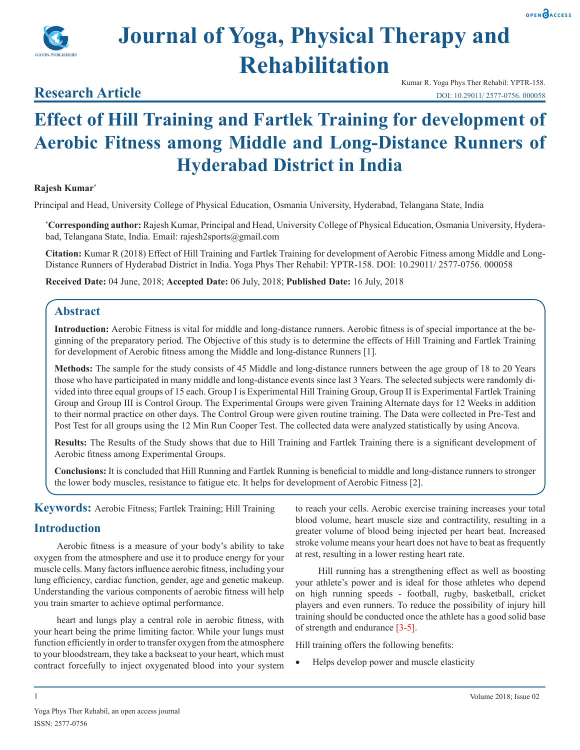# Journal of Yoga, Physical Therapy and Rehabilitation

**Research Article**

Kumar R. Yoga Phys Ther Rehabil: YPTR-158.
DOI: 10.29011/ 2577-0756. 000058

# Effect of Hill Training and Fartlek Training for development of Aerobic Fitness among Middle and Long-Distance Runners of Hyderabad District in India

**Rajesh Kumar***

Principal and Head, University College of Physical Education, Osmania University, Hyderabad, Telangana State, India

***Corresponding author:** Rajesh Kumar, Principal and Head, University College of Physical Education, Osmania University, Hyderabad, Telangana State, India. Email: rajesh2sports@gmail.com

**Citation:** Kumar R (2018) Effect of Hill Training and Fartlek Training for development of Aerobic Fitness among Middle and Long-Distance Runners of Hyderabad District in India. Yoga Phys Ther Rehabil: YPTR-158. DOI: 10.29011/ 2577-0756. 000058

**Received Date:** 04 June, 2018; **Accepted Date:** 06 July, 2018; **Published Date:** 16 July, 2018

## Abstract

**Introduction:** Aerobic Fitness is vital for middle and long-distance runners. Aerobic fitness is of special importance at the beginning of the preparatory period. The Objective of this study is to determine the effects of Hill Training and Fartlek Training for development of Aerobic fitness among the Middle and long-distance Runners [1].

**Methods:** The sample for the study consists of 45 Middle and long-distance runners between the age group of 18 to 20 Years those who have participated in many middle and long-distance events since last 3 Years. The selected subjects were randomly divided into three equal groups of 15 each. Group I is Experimental Hill Training Group, Group II is Experimental Fartlek Training Group and Group III is Control Group. The Experimental Groups were given Training Alternate days for 12 Weeks in addition to their normal practice on other days. The Control Group were given routine training. The Data were collected in Pre-Test and Post Test for all groups using the 12 Min Run Cooper Test. The collected data were analyzed statistically by using Ancova.

**Results:** The Results of the Study shows that due to Hill Training and Fartlek Training there is a significant development of Aerobic fitness among Experimental Groups.

**Conclusions:** It is concluded that Hill Running and Fartlek Running is beneficial to middle and long-distance runners to stronger the lower body muscles, resistance to fatigue etc. It helps for development of Aerobic Fitness [2].

**Keywords:** Aerobic Fitness; Fartlek Training; Hill Training

## Introduction

Aerobic fitness is a measure of your body's ability to take oxygen from the atmosphere and use it to produce energy for your muscle cells. Many factors influence aerobic fitness, including your lung efficiency, cardiac function, gender, age and genetic makeup. Understanding the various components of aerobic fitness will help you train smarter to achieve optimal performance.

heart and lungs play a central role in aerobic fitness, with your heart being the prime limiting factor. While your lungs must function efficiently in order to transfer oxygen from the atmosphere to your bloodstream, they take a backseat to your heart, which must contract forcefully to inject oxygenated blood into your system to reach your cells. Aerobic exercise training increases your total blood volume, heart muscle size and contractility, resulting in a greater volume of blood being injected per heart beat. Increased stroke volume means your heart does not have to beat as frequently at rest, resulting in a lower resting heart rate.

Hill running has a strengthening effect as well as boosting your athlete's power and is ideal for those athletes who depend on high running speeds - football, rugby, basketball, cricket players and even runners. To reduce the possibility of injury hill training should be conducted once the athlete has a good solid base of strength and endurance [3-5].

Hill training offers the following benefits:

- Helps develop power and muscle elasticity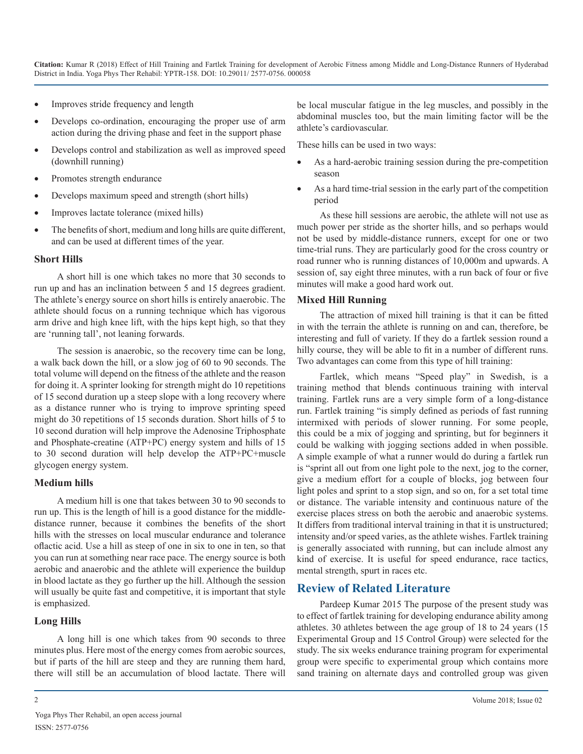- Improves stride frequency and length
- Develops co-ordination, encouraging the proper use of arm action during the driving phase and feet in the support phase
- Develops control and stabilization as well as improved speed (downhill running)
- Promotes strength endurance
- Develops maximum speed and strength (short hills)
- Improves lactate tolerance (mixed hills)
- The benefits of short, medium and long hills are quite different, and can be used at different times of the year.

### Short Hills

A short hill is one which takes no more that 30 seconds to run up and has an inclination between 5 and 15 degrees gradient. The athlete's energy source on short hills is entirely anaerobic. The athlete should focus on a running technique which has vigorous arm drive and high knee lift, with the hips kept high, so that they are 'running tall', not leaning forwards.

The session is anaerobic, so the recovery time can be long, a walk back down the hill, or a slow jog of 60 to 90 seconds. The total volume will depend on the fitness of the athlete and the reason for doing it. A sprinter looking for strength might do 10 repetitions of 15 second duration up a steep slope with a long recovery where as a distance runner who is trying to improve sprinting speed might do 30 repetitions of 15 seconds duration. Short hills of 5 to 10 second duration will help improve the Adenosine Triphosphate and Phosphate-creatine (ATP+PC) energy system and hills of 15 to 30 second duration will help develop the ATP+PC+muscle glycogen energy system.

### Medium hills

A medium hill is one that takes between 30 to 90 seconds to run up. This is the length of hill is a good distance for the middle-distance runner, because it combines the benefits of the short hills with the stresses on local muscular endurance and tolerance oflactic acid. Use a hill as steep of one in six to one in ten, so that you can run at something near race pace. The energy source is both aerobic and anaerobic and the athlete will experience the buildup in blood lactate as they go further up the hill. Although the session will usually be quite fast and competitive, it is important that style is emphasized.

### Long Hills

A long hill is one which takes from 90 seconds to three minutes plus. Here most of the energy comes from aerobic sources, but if parts of the hill are steep and they are running them hard, there will still be an accumulation of blood lactate. There will be local muscular fatigue in the leg muscles, and possibly in the abdominal muscles too, but the main limiting factor will be the athlete's cardiovascular.

These hills can be used in two ways:

- As a hard-aerobic training session during the pre-competition season
- As a hard time-trial session in the early part of the competition period

As these hill sessions are aerobic, the athlete will not use as much power per stride as the shorter hills, and so perhaps would not be used by middle-distance runners, except for one or two time-trial runs. They are particularly good for the cross country or road runner who is running distances of 10,000m and upwards. A session of, say eight three minutes, with a run back of four or five minutes will make a good hard work out.

### Mixed Hill Running

The attraction of mixed hill training is that it can be fitted in with the terrain the athlete is running on and can, therefore, be interesting and full of variety. If they do a fartlek session round a hilly course, they will be able to fit in a number of different runs. Two advantages can come from this type of hill training:

Fartlek, which means "Speed play" in Swedish, is a training method that blends continuous training with interval training. Fartlek runs are a very simple form of a long-distance run. Fartlek training "is simply defined as periods of fast running intermixed with periods of slower running. For some people, this could be a mix of jogging and sprinting, but for beginners it could be walking with jogging sections added in when possible. A simple example of what a runner would do during a fartlek run is "sprint all out from one light pole to the next, jog to the corner, give a medium effort for a couple of blocks, jog between four light poles and sprint to a stop sign, and so on, for a set total time or distance. The variable intensity and continuous nature of the exercise places stress on both the aerobic and anaerobic systems. It differs from traditional interval training in that it is unstructured; intensity and/or speed varies, as the athlete wishes. Fartlek training is generally associated with running, but can include almost any kind of exercise. It is useful for speed endurance, race tactics, mental strength, spurt in races etc.

## Review of Related Literature

Pardeep Kumar 2015 The purpose of the present study was to effect of fartlek training for developing endurance ability among athletes. 30 athletes between the age group of 18 to 24 years (15 Experimental Group and 15 Control Group) were selected for the study. The six weeks endurance training program for experimental group were specific to experimental group which contains more sand training on alternate days and controlled group was given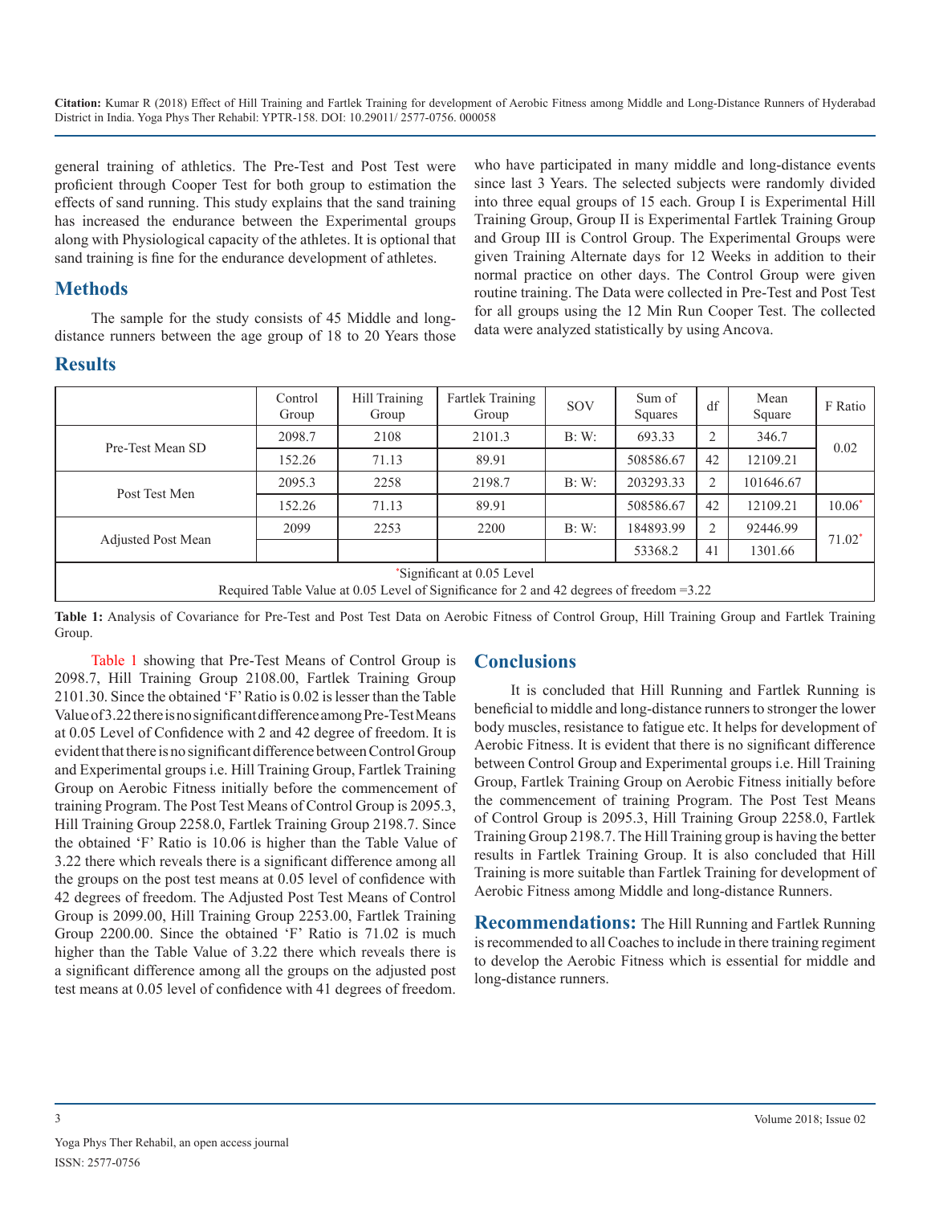general training of athletics. The Pre-Test and Post Test were proficient through Cooper Test for both group to estimation the effects of sand running. This study explains that the sand training has increased the endurance between the Experimental groups along with Physiological capacity of the athletes. It is optional that sand training is fine for the endurance development of athletes.

## Methods

The sample for the study consists of 45 Middle and long-distance runners between the age group of 18 to 20 Years those who have participated in many middle and long-distance events since last 3 Years. The selected subjects were randomly divided into three equal groups of 15 each. Group I is Experimental Hill Training Group, Group II is Experimental Fartlek Training Group and Group III is Control Group. The Experimental Groups were given Training Alternate days for 12 Weeks in addition to their normal practice on other days. The Control Group were given routine training. The Data were collected in Pre-Test and Post Test for all groups using the 12 Min Run Cooper Test. The collected data were analyzed statistically by using Ancova.

## Results

| | Control Group | Hill Training Group | Fartlek Training Group | SOV | Sum of Squares | df | Mean Square | F Ratio |
|---|---|---|---|---|---|---|---|---|
| Pre-Test Mean SD | 2098.7 | 2108 | 2101.3 | B: W: | 693.33 | 2 | 346.7 | 0.02 |
| | 152.26 | 71.13 | 89.91 | | 508586.67 | 42 | 12109.21 | |
| Post Test Men | 2095.3 | 2258 | 2198.7 | B: W: | 203293.33 | 2 | 101646.67 | |
| | 152.26 | 71.13 | 89.91 | | 508586.67 | 42 | 12109.21 | 10.06* |
| Adjusted Post Mean | 2099 | 2253 | 2200 | B: W: | 184893.99 | 2 | 92446.99 | 71.02* |
| | | | | | 53368.2 | 41 | 1301.66 | |
| *Significant at 0.05 Level<br>Required Table Value at 0.05 Level of Significance for 2 and 42 degrees of freedom =3.22 | | | | | | | | |

**Table 1:** Analysis of Covariance for Pre-Test and Post Test Data on Aerobic Fitness of Control Group, Hill Training Group and Fartlek Training Group.

Table 1 showing that Pre-Test Means of Control Group is 2098.7, Hill Training Group 2108.00, Fartlek Training Group 2101.30. Since the obtained 'F' Ratio is 0.02 is lesser than the Table Value of 3.22 there is no significant difference among Pre-Test Means at 0.05 Level of Confidence with 2 and 42 degree of freedom. It is evident that there is no significant difference between Control Group and Experimental groups i.e. Hill Training Group, Fartlek Training Group on Aerobic Fitness initially before the commencement of training Program. The Post Test Means of Control Group is 2095.3, Hill Training Group 2258.0, Fartlek Training Group 2198.7. Since the obtained 'F' Ratio is 10.06 is higher than the Table Value of 3.22 there which reveals there is a significant difference among all the groups on the post test means at 0.05 level of confidence with 42 degrees of freedom. The Adjusted Post Test Means of Control Group is 2099.00, Hill Training Group 2253.00, Fartlek Training Group 2200.00. Since the obtained 'F' Ratio is 71.02 is much higher than the Table Value of 3.22 there which reveals there is a significant difference among all the groups on the adjusted post test means at 0.05 level of confidence with 41 degrees of freedom.

## Conclusions

It is concluded that Hill Running and Fartlek Running is beneficial to middle and long-distance runners to stronger the lower body muscles, resistance to fatigue etc. It helps for development of Aerobic Fitness. It is evident that there is no significant difference between Control Group and Experimental groups i.e. Hill Training Group, Fartlek Training Group on Aerobic Fitness initially before the commencement of training Program. The Post Test Means of Control Group is 2095.3, Hill Training Group 2258.0, Fartlek Training Group 2198.7. The Hill Training group is having the better results in Fartlek Training Group. It is also concluded that Hill Training is more suitable than Fartlek Training for development of Aerobic Fitness among Middle and long-distance Runners.

**Recommendations:** The Hill Running and Fartlek Running is recommended to all Coaches to include in there training regiment to develop the Aerobic Fitness which is essential for middle and long-distance runners.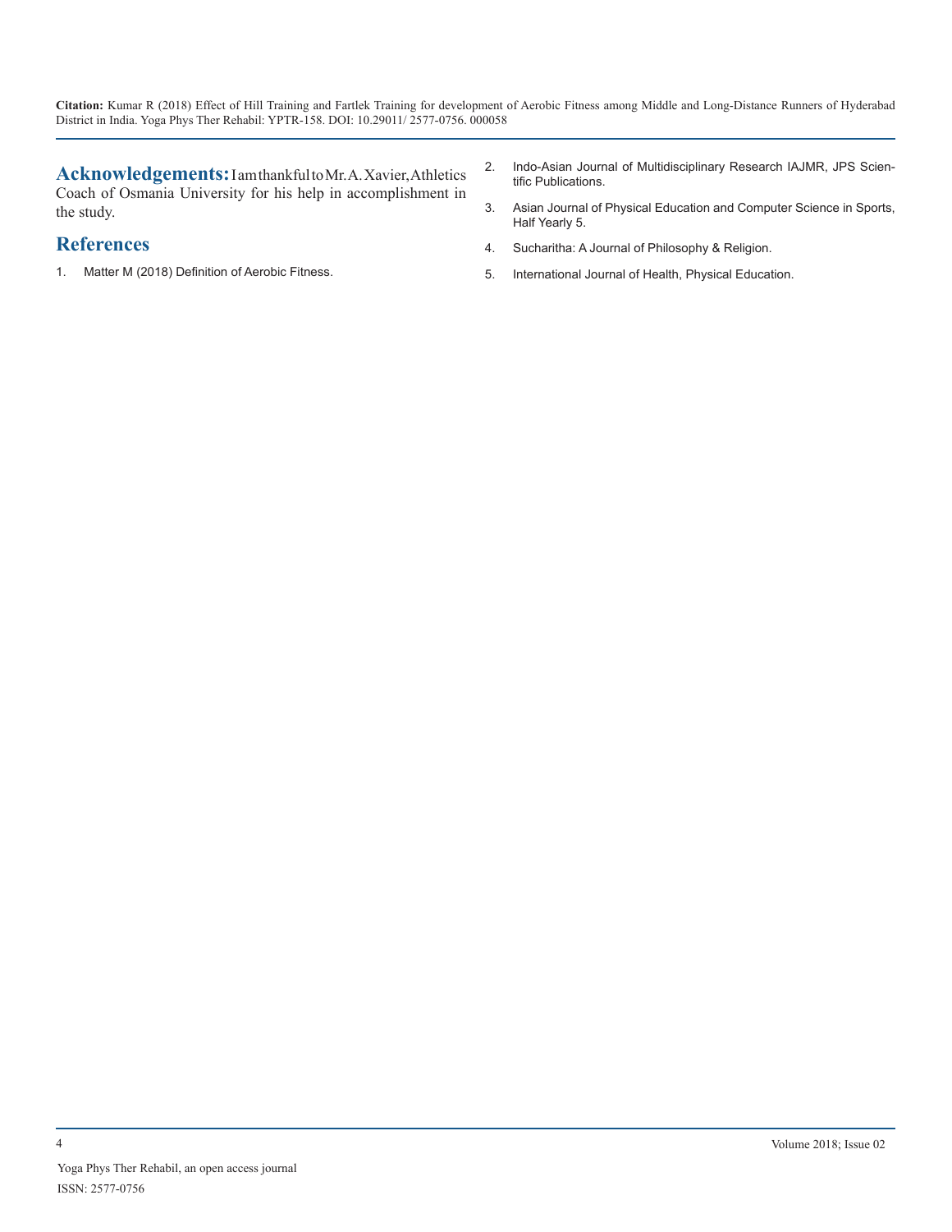**Acknowledgements:** I am thankful to Mr. A. Xavier, Athletics Coach of Osmania University for his help in accomplishment in the study.

## References

1. Matter M (2018) Definition of Aerobic Fitness.
2. Indo-Asian Journal of Multidisciplinary Research IAJMR, JPS Scientific Publications.
3. Asian Journal of Physical Education and Computer Science in Sports, Half Yearly 5.
4. Sucharitha: A Journal of Philosophy & Religion.
5. International Journal of Health, Physical Education.